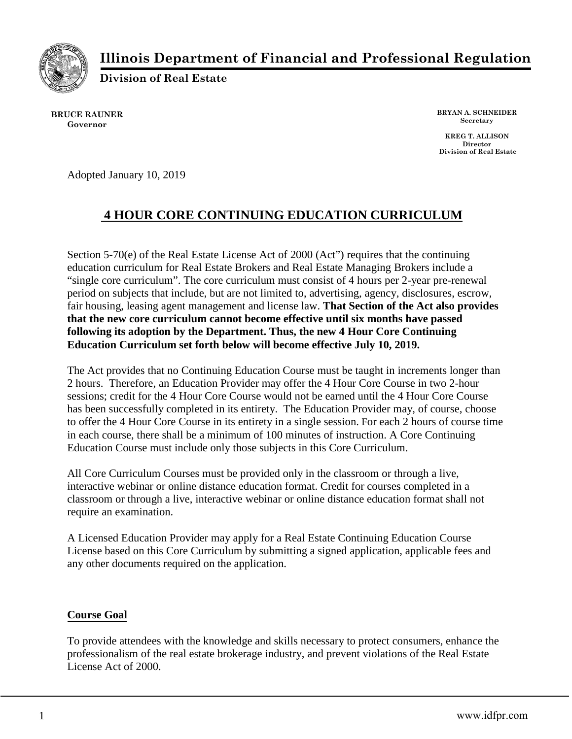# Illinois Department of Financial and Professional Regulation

**Division of Real Estate**

**BRUCE RAUNER**
**Governor**

**BRYAN A. SCHNEIDER**
**Secretary**

**KREG T. ALLISON**
**Director**
**Division of Real Estate**

Adopted January 10, 2019

## 4 HOUR CORE CONTINUING EDUCATION CURRICULUM

Section 5-70(e) of the Real Estate License Act of 2000 (Act") requires that the continuing education curriculum for Real Estate Brokers and Real Estate Managing Brokers include a "single core curriculum". The core curriculum must consist of 4 hours per 2-year pre-renewal period on subjects that include, but are not limited to, advertising, agency, disclosures, escrow, fair housing, leasing agent management and license law. **That Section of the Act also provides that the new core curriculum cannot become effective until six months have passed following its adoption by the Department. Thus, the new 4 Hour Core Continuing Education Curriculum set forth below will become effective July 10, 2019.**

The Act provides that no Continuing Education Course must be taught in increments longer than 2 hours. Therefore, an Education Provider may offer the 4 Hour Core Course in two 2-hour sessions; credit for the 4 Hour Core Course would not be earned until the 4 Hour Core Course has been successfully completed in its entirety. The Education Provider may, of course, choose to offer the 4 Hour Core Course in its entirety in a single session. For each 2 hours of course time in each course, there shall be a minimum of 100 minutes of instruction. A Core Continuing Education Course must include only those subjects in this Core Curriculum.

All Core Curriculum Courses must be provided only in the classroom or through a live, interactive webinar or online distance education format. Credit for courses completed in a classroom or through a live, interactive webinar or online distance education format shall not require an examination.

A Licensed Education Provider may apply for a Real Estate Continuing Education Course License based on this Core Curriculum by submitting a signed application, applicable fees and any other documents required on the application.

### Course Goal

To provide attendees with the knowledge and skills necessary to protect consumers, enhance the professionalism of the real estate brokerage industry, and prevent violations of the Real Estate License Act of 2000.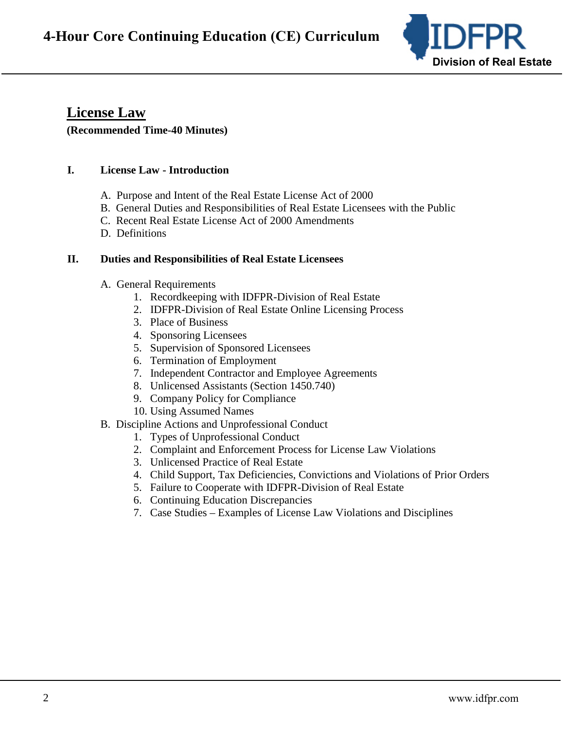## License Law

**(Recommended Time-40 Minutes)**

### I. License Law - Introduction

A. Purpose and Intent of the Real Estate License Act of 2000
B. General Duties and Responsibilities of Real Estate Licensees with the Public
C. Recent Real Estate License Act of 2000 Amendments
D. Definitions

### II. Duties and Responsibilities of Real Estate Licensees

A. General Requirements
   1. Recordkeeping with IDFPR-Division of Real Estate
   2. IDFPR-Division of Real Estate Online Licensing Process
   3. Place of Business
   4. Sponsoring Licensees
   5. Supervision of Sponsored Licensees
   6. Termination of Employment
   7. Independent Contractor and Employee Agreements
   8. Unlicensed Assistants (Section 1450.740)
   9. Company Policy for Compliance
   10. Using Assumed Names

B. Discipline Actions and Unprofessional Conduct
   1. Types of Unprofessional Conduct
   2. Complaint and Enforcement Process for License Law Violations
   3. Unlicensed Practice of Real Estate
   4. Child Support, Tax Deficiencies, Convictions and Violations of Prior Orders
   5. Failure to Cooperate with IDFPR-Division of Real Estate
   6. Continuing Education Discrepancies
   7. Case Studies – Examples of License Law Violations and Disciplines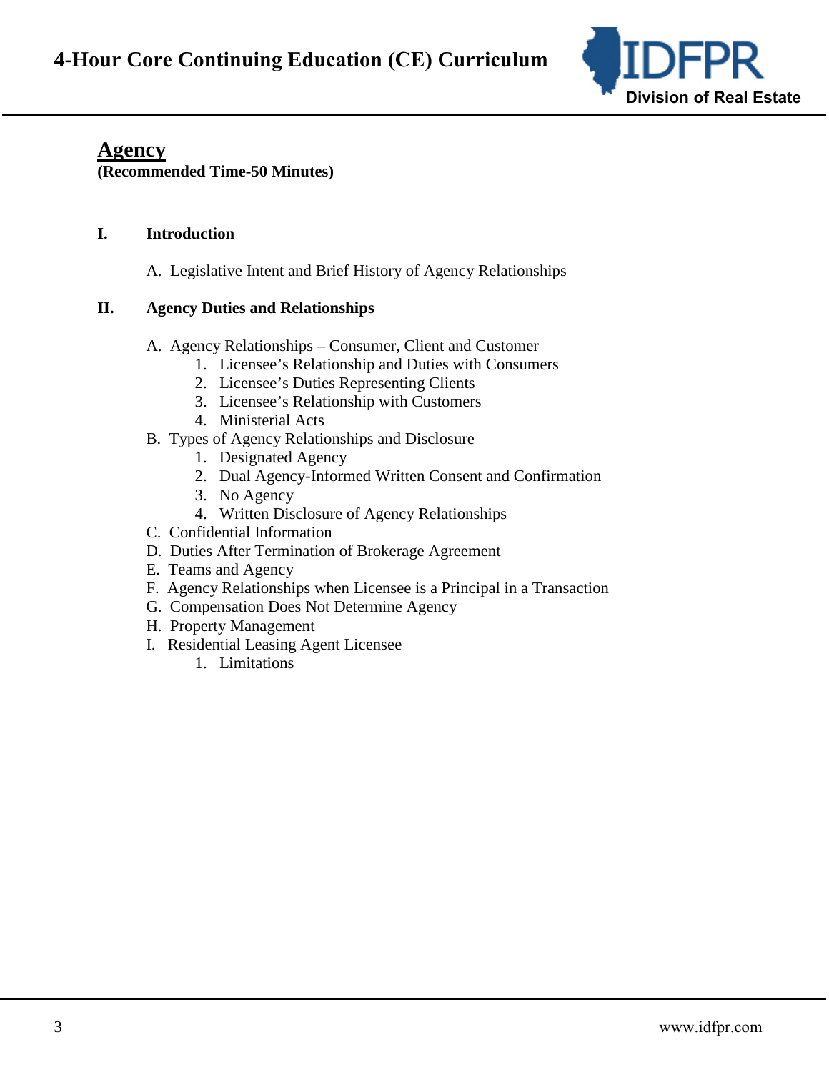## Agency

**(Recommended Time-50 Minutes)**

**I. Introduction**

A. Legislative Intent and Brief History of Agency Relationships

**II. Agency Duties and Relationships**

A. Agency Relationships – Consumer, Client and Customer
   1. Licensee's Relationship and Duties with Consumers
   2. Licensee's Duties Representing Clients
   3. Licensee's Relationship with Customers
   4. Ministerial Acts

B. Types of Agency Relationships and Disclosure
   1. Designated Agency
   2. Dual Agency-Informed Written Consent and Confirmation
   3. No Agency
   4. Written Disclosure of Agency Relationships

C. Confidential Information

D. Duties After Termination of Brokerage Agreement

E. Teams and Agency

F. Agency Relationships when Licensee is a Principal in a Transaction

G. Compensation Does Not Determine Agency

H. Property Management

I. Residential Leasing Agent Licensee
   1. Limitations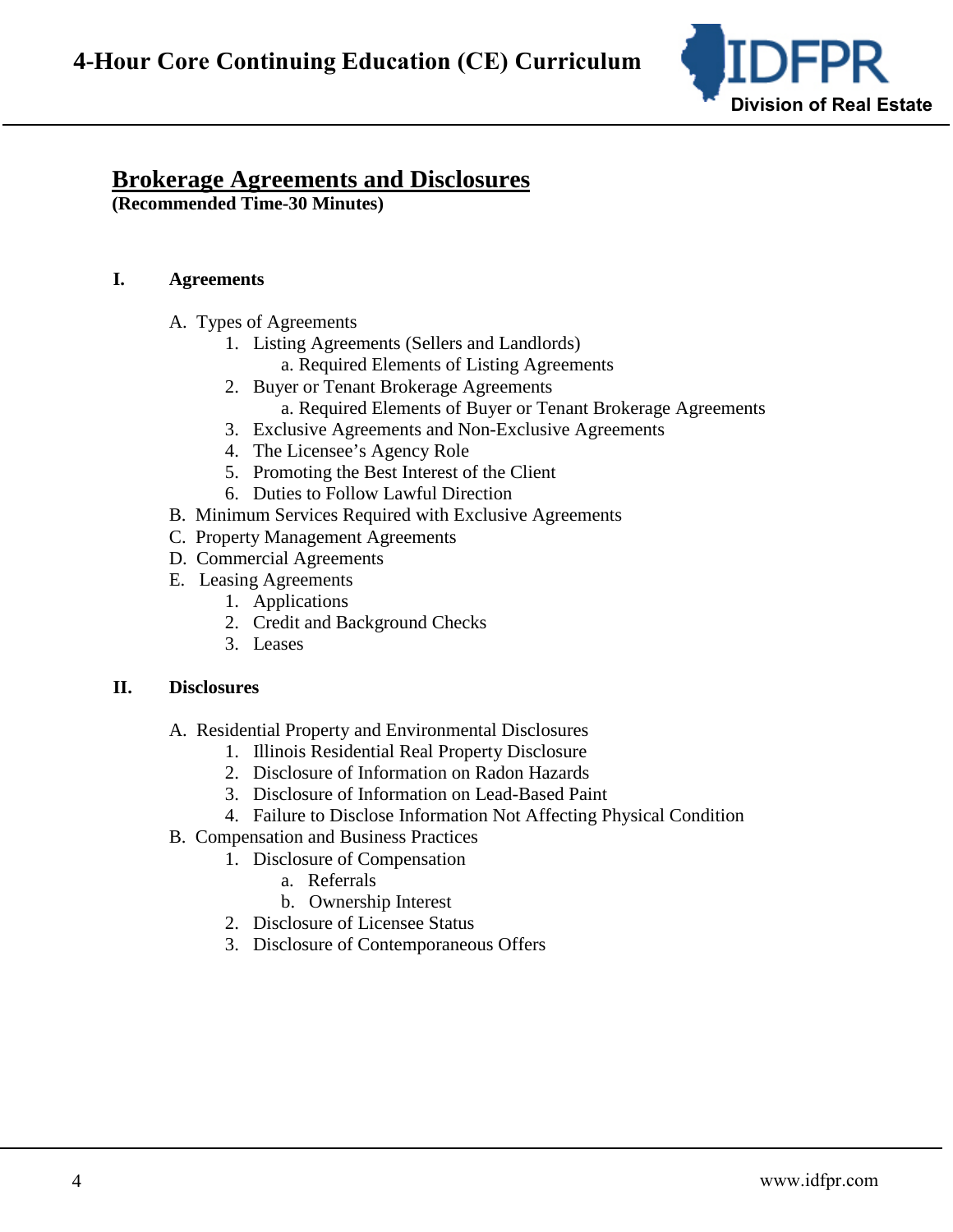## Brokerage Agreements and Disclosures

**(Recommended Time-30 Minutes)**

**I. Agreements**

A. Types of Agreements
   1. Listing Agreements (Sellers and Landlords)
      a. Required Elements of Listing Agreements
   2. Buyer or Tenant Brokerage Agreements
      a. Required Elements of Buyer or Tenant Brokerage Agreements
   3. Exclusive Agreements and Non-Exclusive Agreements
   4. The Licensee's Agency Role
   5. Promoting the Best Interest of the Client
   6. Duties to Follow Lawful Direction

B. Minimum Services Required with Exclusive Agreements

C. Property Management Agreements

D. Commercial Agreements

E. Leasing Agreements
   1. Applications
   2. Credit and Background Checks
   3. Leases

**II. Disclosures**

A. Residential Property and Environmental Disclosures
   1. Illinois Residential Real Property Disclosure
   2. Disclosure of Information on Radon Hazards
   3. Disclosure of Information on Lead-Based Paint
   4. Failure to Disclose Information Not Affecting Physical Condition

B. Compensation and Business Practices
   1. Disclosure of Compensation
      a. Referrals
      b. Ownership Interest
   2. Disclosure of Licensee Status
   3. Disclosure of Contemporaneous Offers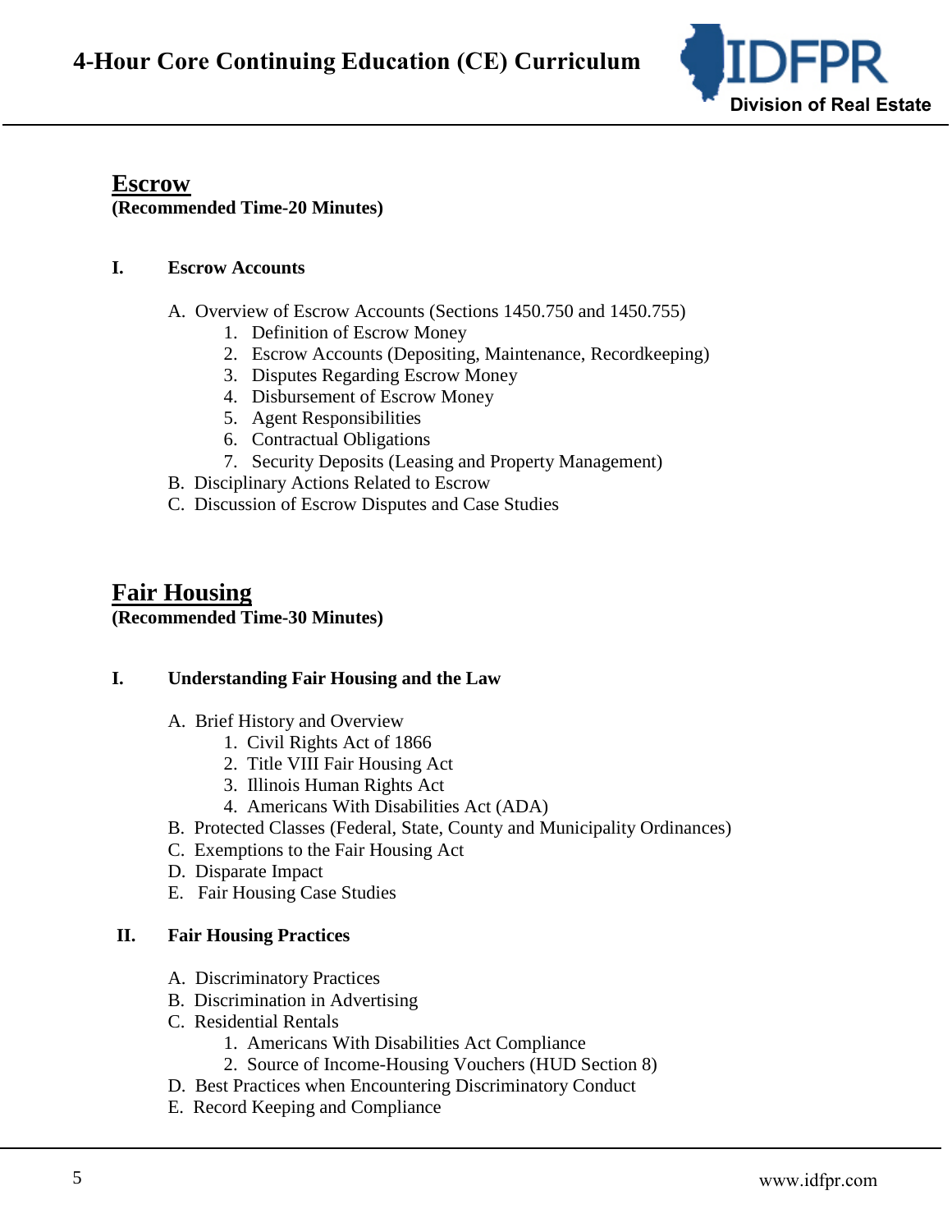## Escrow

**(Recommended Time-20 Minutes)**

### I. Escrow Accounts

A. Overview of Escrow Accounts (Sections 1450.750 and 1450.755)
   1. Definition of Escrow Money
   2. Escrow Accounts (Depositing, Maintenance, Recordkeeping)
   3. Disputes Regarding Escrow Money
   4. Disbursement of Escrow Money
   5. Agent Responsibilities
   6. Contractual Obligations
   7. Security Deposits (Leasing and Property Management)

B. Disciplinary Actions Related to Escrow

C. Discussion of Escrow Disputes and Case Studies

## Fair Housing

**(Recommended Time-30 Minutes)**

### I. Understanding Fair Housing and the Law

A. Brief History and Overview
   1. Civil Rights Act of 1866
   2. Title VIII Fair Housing Act
   3. Illinois Human Rights Act
   4. Americans With Disabilities Act (ADA)

B. Protected Classes (Federal, State, County and Municipality Ordinances)

C. Exemptions to the Fair Housing Act

D. Disparate Impact

E. Fair Housing Case Studies

### II. Fair Housing Practices

A. Discriminatory Practices

B. Discrimination in Advertising

C. Residential Rentals
   1. Americans With Disabilities Act Compliance
   2. Source of Income-Housing Vouchers (HUD Section 8)

D. Best Practices when Encountering Discriminatory Conduct

E. Record Keeping and Compliance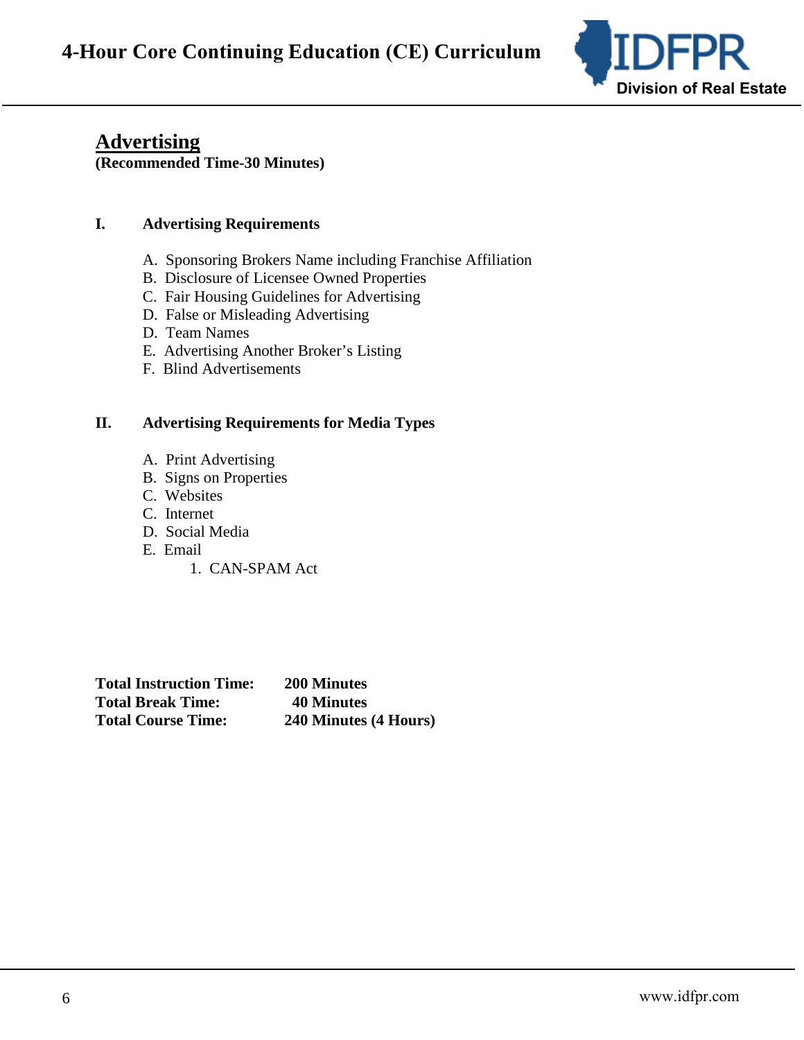## Advertising

**(Recommended Time-30 Minutes)**

**I. Advertising Requirements**

A. Sponsoring Brokers Name including Franchise Affiliation
B. Disclosure of Licensee Owned Properties
C. Fair Housing Guidelines for Advertising
D. False or Misleading Advertising
D. Team Names
E. Advertising Another Broker's Listing
F. Blind Advertisements

**II. Advertising Requirements for Media Types**

A. Print Advertising
B. Signs on Properties
C. Websites
C. Internet
D. Social Media
E. Email
    1. CAN-SPAM Act

| | |
|---|---|
| **Total Instruction Time:** | **200 Minutes** |
| **Total Break Time:** | **40 Minutes** |
| **Total Course Time:** | **240 Minutes (4 Hours)** |